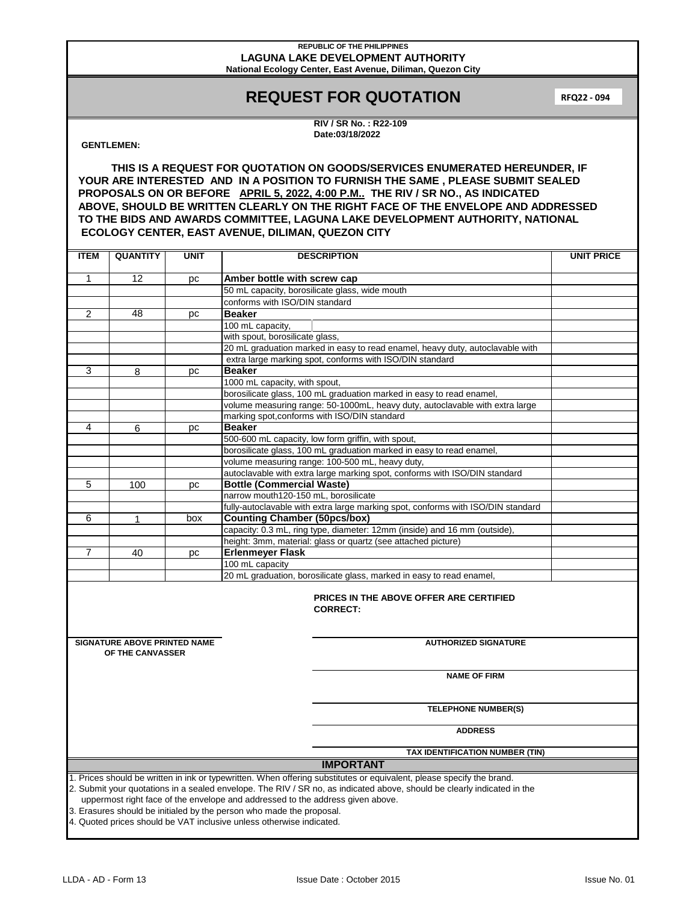REPUBLIC OF THE PHILIPPINES
**LAGUNA LAKE DEVELOPMENT AUTHORITY**
**National Ecology Center, East Avenue, Diliman, Quezon City**

# REQUEST FOR QUOTATION

**RFQ22 - 094**

**RIV / SR No. : R22-109**
**Date:03/18/2022**

**GENTLEMEN:**

**THIS IS A REQUEST FOR QUOTATION ON GOODS/SERVICES ENUMERATED HEREUNDER, IF YOUR ARE INTERESTED AND IN A POSITION TO FURNISH THE SAME , PLEASE SUBMIT SEALED PROPOSALS ON OR BEFORE APRIL 5, 2022, 4:00 P.M.. THE RIV / SR NO., AS INDICATED ABOVE, SHOULD BE WRITTEN CLEARLY ON THE RIGHT FACE OF THE ENVELOPE AND ADDRESSED TO THE BIDS AND AWARDS COMMITTEE, LAGUNA LAKE DEVELOPMENT AUTHORITY, NATIONAL ECOLOGY CENTER, EAST AVENUE, DILIMAN, QUEZON CITY**

| ITEM | QUANTITY | UNIT | DESCRIPTION | UNIT PRICE |
|---|---|---|---|---|
| 1 | 12 | pc | **Amber bottle with screw cap** | |
| | | | 50 mL capacity, borosilicate glass, wide mouth | |
| | | | conforms with ISO/DIN standard | |
| 2 | 48 | pc | **Beaker** | |
| | | | 100 mL capacity, | |
| | | | with spout, borosilicate glass, | |
| | | | 20 mL graduation marked in easy to read enamel, heavy duty, autoclavable with | |
| | | | extra large marking spot, conforms with ISO/DIN standard | |
| 3 | 8 | pc | **Beaker** | |
| | | | 1000 mL capacity, with spout, | |
| | | | borosilicate glass, 100 mL graduation marked in easy to read enamel, | |
| | | | volume measuring range: 50-1000mL, heavy duty, autoclavable with extra large | |
| | | | marking spot,conforms with ISO/DIN standard | |
| 4 | 6 | pc | **Beaker** | |
| | | | 500-600 mL capacity, low form griffin, with spout, | |
| | | | borosilicate glass, 100 mL graduation marked in easy to read enamel, | |
| | | | volume measuring range: 100-500 mL, heavy duty, | |
| | | | autoclavable with extra large marking spot, conforms with ISO/DIN standard | |
| 5 | 100 | pc | **Bottle (Commercial Waste)** | |
| | | | narrow mouth120-150 mL, borosilicate | |
| | | | fully-autoclavable with extra large marking spot, conforms with ISO/DIN standard | |
| 6 | 1 | box | **Counting Chamber (50pcs/box)** | |
| | | | capacity: 0.3 mL, ring type, diameter: 12mm (inside) and 16 mm (outside), | |
| | | | height: 3mm, material: glass or quartz (see attached picture) | |
| 7 | 40 | pc | **Erlenmeyer Flask** | |
| | | | 100 mL capacity | |
| | | | 20 mL graduation, borosilicate glass, marked in easy to read enamel, | |

**PRICES IN THE ABOVE OFFER ARE CERTIFIED CORRECT:**

**SIGNATURE ABOVE PRINTED NAME OF THE CANVASSER**

**AUTHORIZED SIGNATURE**

**NAME OF FIRM**

**TELEPHONE NUMBER(S)**

**ADDRESS**

**TAX IDENTIFICATION NUMBER (TIN)**

## IMPORTANT

1. Prices should be written in ink or typewritten. When offering substitutes or equivalent, please specify the brand.
2. Submit your quotations in a sealed envelope. The RIV / SR no, as indicated above, should be clearly indicated in the uppermost right face of the envelope and addressed to the address given above.
3. Erasures should be initialed by the person who made the proposal.
4. Quoted prices should be VAT inclusive unless otherwise indicated.

LLDA - AD - Form 13 | Issue Date : October 2015 | Issue No. 01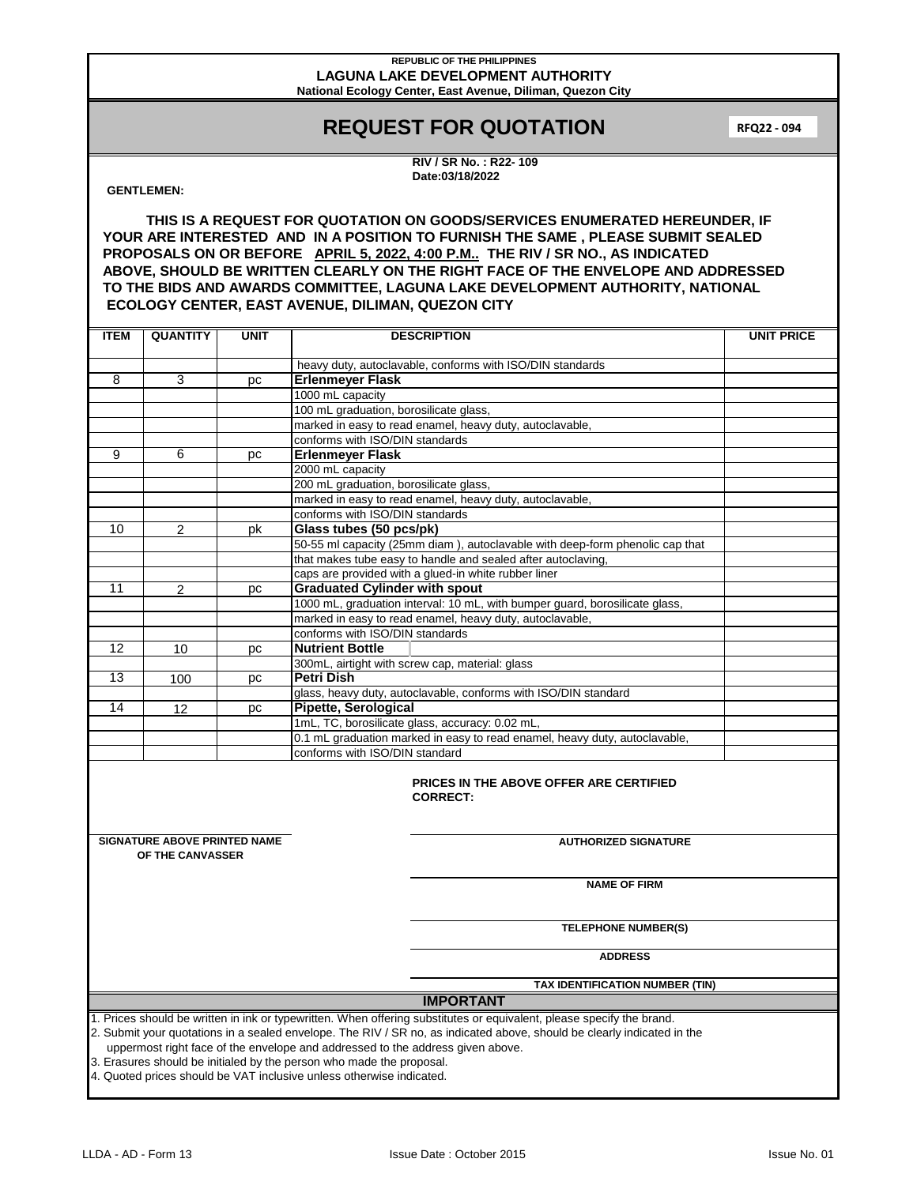REPUBLIC OF THE PHILIPPINES
**LAGUNA LAKE DEVELOPMENT AUTHORITY**
**National Ecology Center, East Avenue, Diliman, Quezon City**

# REQUEST FOR QUOTATION

**RFQ22 - 094**

**RIV / SR No. : R22- 109**
**Date:03/18/2022**

**GENTLEMEN:**

**THIS IS A REQUEST FOR QUOTATION ON GOODS/SERVICES ENUMERATED HEREUNDER, IF YOUR ARE INTERESTED AND IN A POSITION TO FURNISH THE SAME , PLEASE SUBMIT SEALED PROPOSALS ON OR BEFORE APRIL 5, 2022, 4:00 P.M.. THE RIV / SR NO., AS INDICATED ABOVE, SHOULD BE WRITTEN CLEARLY ON THE RIGHT FACE OF THE ENVELOPE AND ADDRESSED TO THE BIDS AND AWARDS COMMITTEE, LAGUNA LAKE DEVELOPMENT AUTHORITY, NATIONAL ECOLOGY CENTER, EAST AVENUE, DILIMAN, QUEZON CITY**

| ITEM | QUANTITY | UNIT | DESCRIPTION | UNIT PRICE |
|---|---|---|---|---|
| | | | heavy duty, autoclavable, conforms with ISO/DIN standards | |
| 8 | 3 | pc | **Erlenmeyer Flask** | |
| | | | 1000 mL capacity | |
| | | | 100 mL graduation, borosilicate glass, | |
| | | | marked in easy to read enamel, heavy duty, autoclavable, | |
| | | | conforms with ISO/DIN standards | |
| 9 | 6 | pc | **Erlenmeyer Flask** | |
| | | | 2000 mL capacity | |
| | | | 200 mL graduation, borosilicate glass, | |
| | | | marked in easy to read enamel, heavy duty, autoclavable, | |
| | | | conforms with ISO/DIN standards | |
| 10 | 2 | pk | **Glass tubes (50 pcs/pk)** | |
| | | | 50-55 ml capacity (25mm diam ), autoclavable with deep-form phenolic cap that | |
| | | | that makes tube easy to handle and sealed after autoclaving, | |
| | | | caps are provided with a glued-in white rubber liner | |
| 11 | 2 | pc | **Graduated Cylinder with spout** | |
| | | | 1000 mL, graduation interval: 10 mL, with bumper guard, borosilicate glass, | |
| | | | marked in easy to read enamel, heavy duty, autoclavable, | |
| | | | conforms with ISO/DIN standards | |
| 12 | 10 | pc | **Nutrient Bottle** | |
| | | | 300mL, airtight with screw cap, material: glass | |
| 13 | 100 | pc | **Petri Dish** | |
| | | | glass, heavy duty, autoclavable, conforms with ISO/DIN standard | |
| 14 | 12 | pc | **Pipette, Serological** | |
| | | | 1mL, TC, borosilicate glass, accuracy: 0.02 mL, | |
| | | | 0.1 mL graduation marked in easy to read enamel, heavy duty, autoclavable, | |
| | | | conforms with ISO/DIN standard | |

**PRICES IN THE ABOVE OFFER ARE CERTIFIED CORRECT:**

**SIGNATURE ABOVE PRINTED NAME OF THE CANVASSER**

**AUTHORIZED SIGNATURE**

**NAME OF FIRM**

**TELEPHONE NUMBER(S)**

**ADDRESS**

**TAX IDENTIFICATION NUMBER (TIN)**

## IMPORTANT

1. Prices should be written in ink or typewritten. When offering substitutes or equivalent, please specify the brand.
2. Submit your quotations in a sealed envelope. The RIV / SR no, as indicated above, should be clearly indicated in the uppermost right face of the envelope and addressed to the address given above.
3. Erasures should be initialed by the person who made the proposal.
4. Quoted prices should be VAT inclusive unless otherwise indicated.

LLDA - AD - Form 13 | Issue Date : October 2015 | Issue No. 01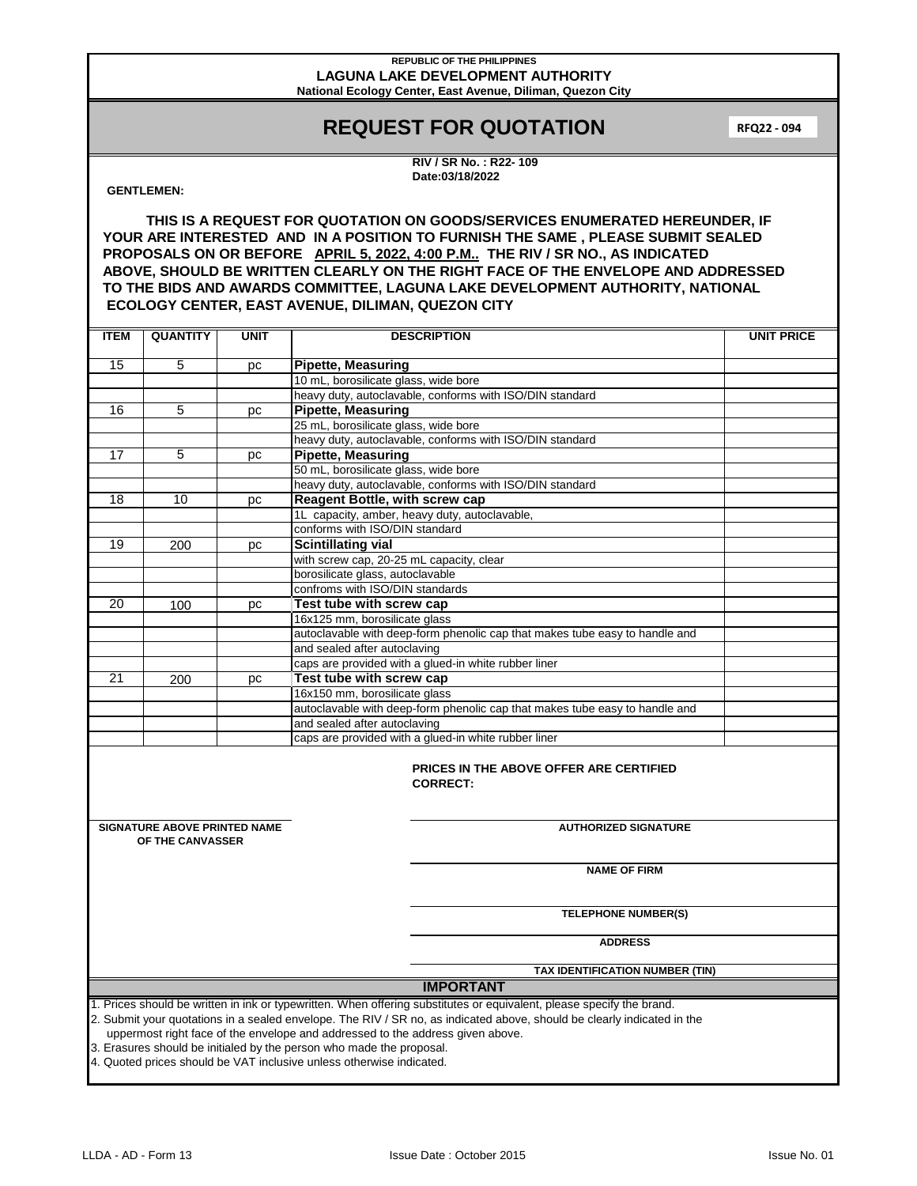REPUBLIC OF THE PHILIPPINES
**LAGUNA LAKE DEVELOPMENT AUTHORITY**
**National Ecology Center, East Avenue, Diliman, Quezon City**

# REQUEST FOR QUOTATION

**RFQ22 - 094**

**RIV / SR No. : R22- 109**
**Date:03/18/2022**

**GENTLEMEN:**

**THIS IS A REQUEST FOR QUOTATION ON GOODS/SERVICES ENUMERATED HEREUNDER, IF YOUR ARE INTERESTED AND IN A POSITION TO FURNISH THE SAME , PLEASE SUBMIT SEALED PROPOSALS ON OR BEFORE APRIL 5, 2022, 4:00 P.M.. THE RIV / SR NO., AS INDICATED ABOVE, SHOULD BE WRITTEN CLEARLY ON THE RIGHT FACE OF THE ENVELOPE AND ADDRESSED TO THE BIDS AND AWARDS COMMITTEE, LAGUNA LAKE DEVELOPMENT AUTHORITY, NATIONAL ECOLOGY CENTER, EAST AVENUE, DILIMAN, QUEZON CITY**

| ITEM | QUANTITY | UNIT | DESCRIPTION | UNIT PRICE |
|---|---|---|---|---|
| 15 | 5 | pc | **Pipette, Measuring** | |
| | | | 10 mL, borosilicate glass, wide bore | |
| | | | heavy duty, autoclavable, conforms with ISO/DIN standard | |
| 16 | 5 | pc | **Pipette, Measuring** | |
| | | | 25 mL, borosilicate glass, wide bore | |
| | | | heavy duty, autoclavable, conforms with ISO/DIN standard | |
| 17 | 5 | pc | **Pipette, Measuring** | |
| | | | 50 mL, borosilicate glass, wide bore | |
| | | | heavy duty, autoclavable, conforms with ISO/DIN standard | |
| 18 | 10 | pc | **Reagent Bottle, with screw cap** | |
| | | | 1L capacity, amber, heavy duty, autoclavable, | |
| | | | conforms with ISO/DIN standard | |
| 19 | 200 | pc | **Scintillating vial** | |
| | | | with screw cap, 20-25 mL capacity, clear | |
| | | | borosilicate glass, autoclavable | |
| | | | confroms with ISO/DIN standards | |
| 20 | 100 | pc | **Test tube with screw cap** | |
| | | | 16x125 mm, borosilicate glass | |
| | | | autoclavable with deep-form phenolic cap that makes tube easy to handle and | |
| | | | and sealed after autoclaving | |
| | | | caps are provided with a glued-in white rubber liner | |
| 21 | 200 | pc | **Test tube with screw cap** | |
| | | | 16x150 mm, borosilicate glass | |
| | | | autoclavable with deep-form phenolic cap that makes tube easy to handle and | |
| | | | and sealed after autoclaving | |
| | | | caps are provided with a glued-in white rubber liner | |

**PRICES IN THE ABOVE OFFER ARE CERTIFIED CORRECT:**

**SIGNATURE ABOVE PRINTED NAME OF THE CANVASSER**

**AUTHORIZED SIGNATURE**

**NAME OF FIRM**

**TELEPHONE NUMBER(S)**

**ADDRESS**

**TAX IDENTIFICATION NUMBER (TIN)**

## IMPORTANT

1. Prices should be written in ink or typewritten. When offering substitutes or equivalent, please specify the brand.
2. Submit your quotations in a sealed envelope. The RIV / SR no, as indicated above, should be clearly indicated in the uppermost right face of the envelope and addressed to the address given above.
3. Erasures should be initialed by the person who made the proposal.
4. Quoted prices should be VAT inclusive unless otherwise indicated.

LLDA - AD - Form 13 | Issue Date : October 2015 | Issue No. 01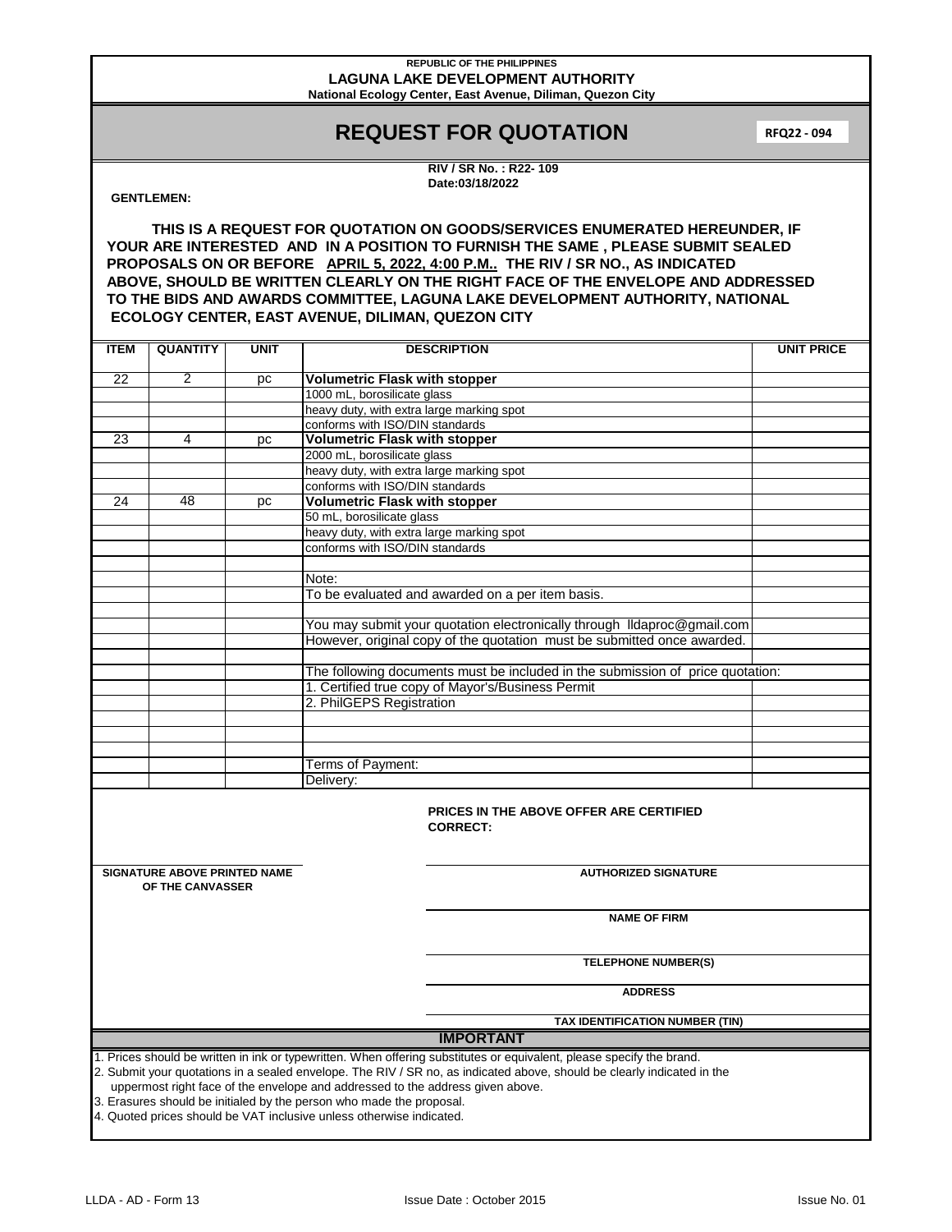REPUBLIC OF THE PHILIPPINES

**LAGUNA LAKE DEVELOPMENT AUTHORITY**

National Ecology Center, East Avenue, Diliman, Quezon City

# REQUEST FOR QUOTATION

**RFQ22 - 094**

**RIV / SR No. : R22- 109**
**Date:03/18/2022**

**GENTLEMEN:**

**THIS IS A REQUEST FOR QUOTATION ON GOODS/SERVICES ENUMERATED HEREUNDER, IF YOUR ARE INTERESTED AND IN A POSITION TO FURNISH THE SAME , PLEASE SUBMIT SEALED PROPOSALS ON OR BEFORE APRIL 5, 2022, 4:00 P.M.. THE RIV / SR NO., AS INDICATED ABOVE, SHOULD BE WRITTEN CLEARLY ON THE RIGHT FACE OF THE ENVELOPE AND ADDRESSED TO THE BIDS AND AWARDS COMMITTEE, LAGUNA LAKE DEVELOPMENT AUTHORITY, NATIONAL ECOLOGY CENTER, EAST AVENUE, DILIMAN, QUEZON CITY**

| ITEM | QUANTITY | UNIT | DESCRIPTION | UNIT PRICE |
|---|---|---|---|---|
| 22 | 2 | pc | **Volumetric Flask with stopper** | |
| | | | 1000 mL, borosilicate glass | |
| | | | heavy duty, with extra large marking spot | |
| | | | conforms with ISO/DIN standards | |
| 23 | 4 | pc | **Volumetric Flask with stopper** | |
| | | | 2000 mL, borosilicate glass | |
| | | | heavy duty, with extra large marking spot | |
| | | | conforms with ISO/DIN standards | |
| 24 | 48 | pc | **Volumetric Flask with stopper** | |
| | | | 50 mL, borosilicate glass | |
| | | | heavy duty, with extra large marking spot | |
| | | | conforms with ISO/DIN standards | |
| | | | | |
| | | | Note: | |
| | | | To be evaluated and awarded on a per item basis. | |
| | | | | |
| | | | You may submit your quotation electronically through lldaproc@gmail.com | |
| | | | However, original copy of the quotation must be submitted once awarded. | |
| | | | | |
| | | | The following documents must be included in the submission of price quotation: | |
| | | | 1. Certified true copy of Mayor's/Business Permit | |
| | | | 2. PhilGEPS Registration | |
| | | | | |
| | | | | |
| | | | | |
| | | | Terms of Payment: | |
| | | | Delivery: | |

**PRICES IN THE ABOVE OFFER ARE CERTIFIED CORRECT:**

**SIGNATURE ABOVE PRINTED NAME OF THE CANVASSER**

**AUTHORIZED SIGNATURE**

**NAME OF FIRM**

**TELEPHONE NUMBER(S)**

**ADDRESS**

**TAX IDENTIFICATION NUMBER (TIN)**

## IMPORTANT

1. Prices should be written in ink or typewritten. When offering substitutes or equivalent, please specify the brand.
2. Submit your quotations in a sealed envelope. The RIV / SR no, as indicated above, should be clearly indicated in the uppermost right face of the envelope and addressed to the address given above.
3. Erasures should be initialed by the person who made the proposal.
4. Quoted prices should be VAT inclusive unless otherwise indicated.

LLDA - AD - Form 13 | Issue Date : October 2015 | Issue No. 01